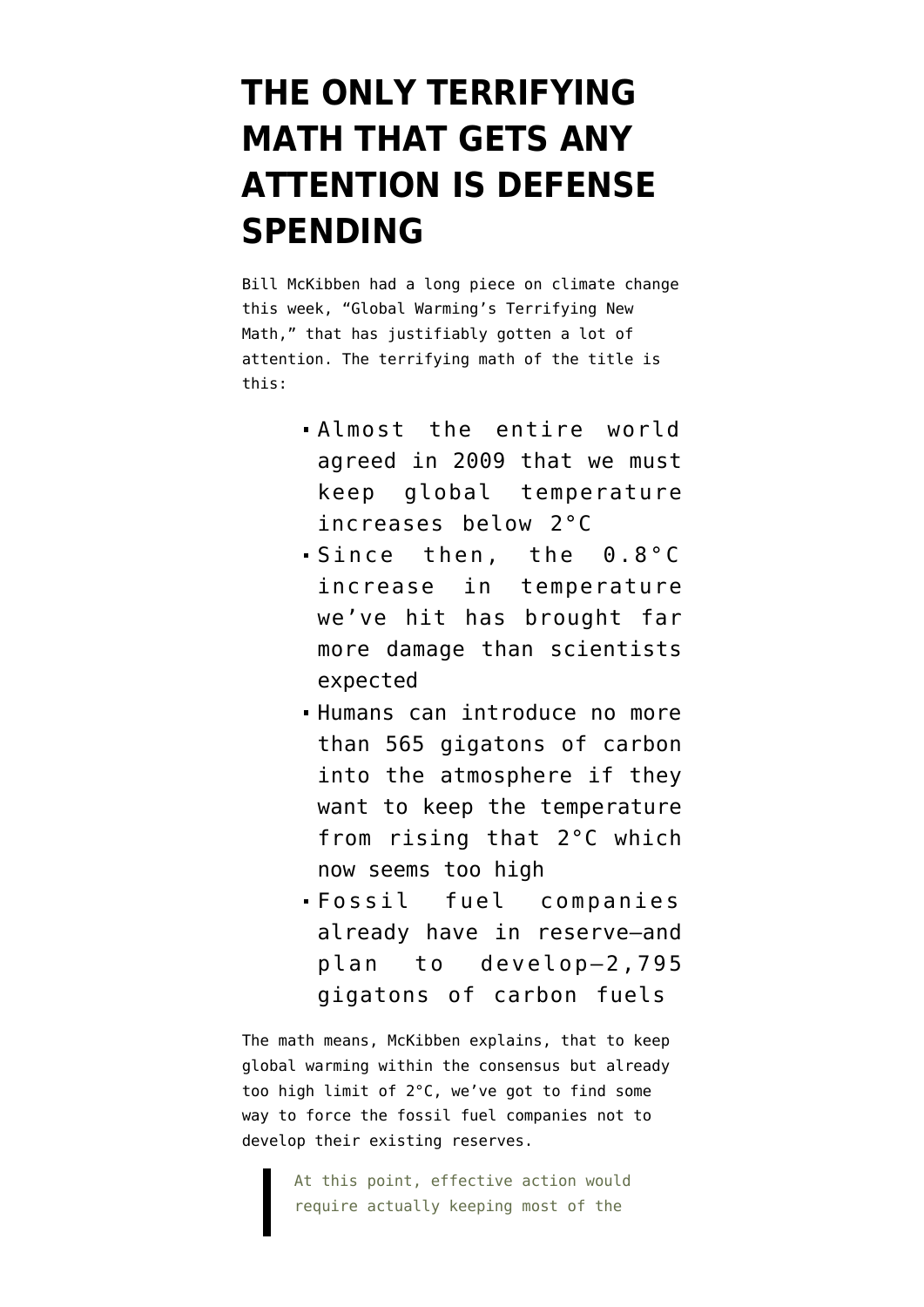# THE ONLY TERRIFYING MATH THAT GETS ANY ATTENTION IS DEFENSE SPENDING

Bill McKibben had a long piece on climate change this week, "Global Warming's Terrifying New Math," that has justifiably gotten a lot of attention. The terrifying math of the title is this:

- Almost the entire world agreed in 2009 that we must keep global temperature increases below 2°C
- Since then, the 0.8°C increase in temperature we've hit has brought far more damage than scientists expected
- Humans can introduce no more than 565 gigatons of carbon into the atmosphere if they want to keep the temperature from rising that 2°C which now seems too high
- Fossil fuel companies already have in reserve—and plan to develop—2,795 gigatons of carbon fuels

The math means, McKibben explains, that to keep global warming within the consensus but already too high limit of 2°C, we've got to find some way to force the fossil fuel companies not to develop their existing reserves.

> At this point, effective action would require actually keeping most of the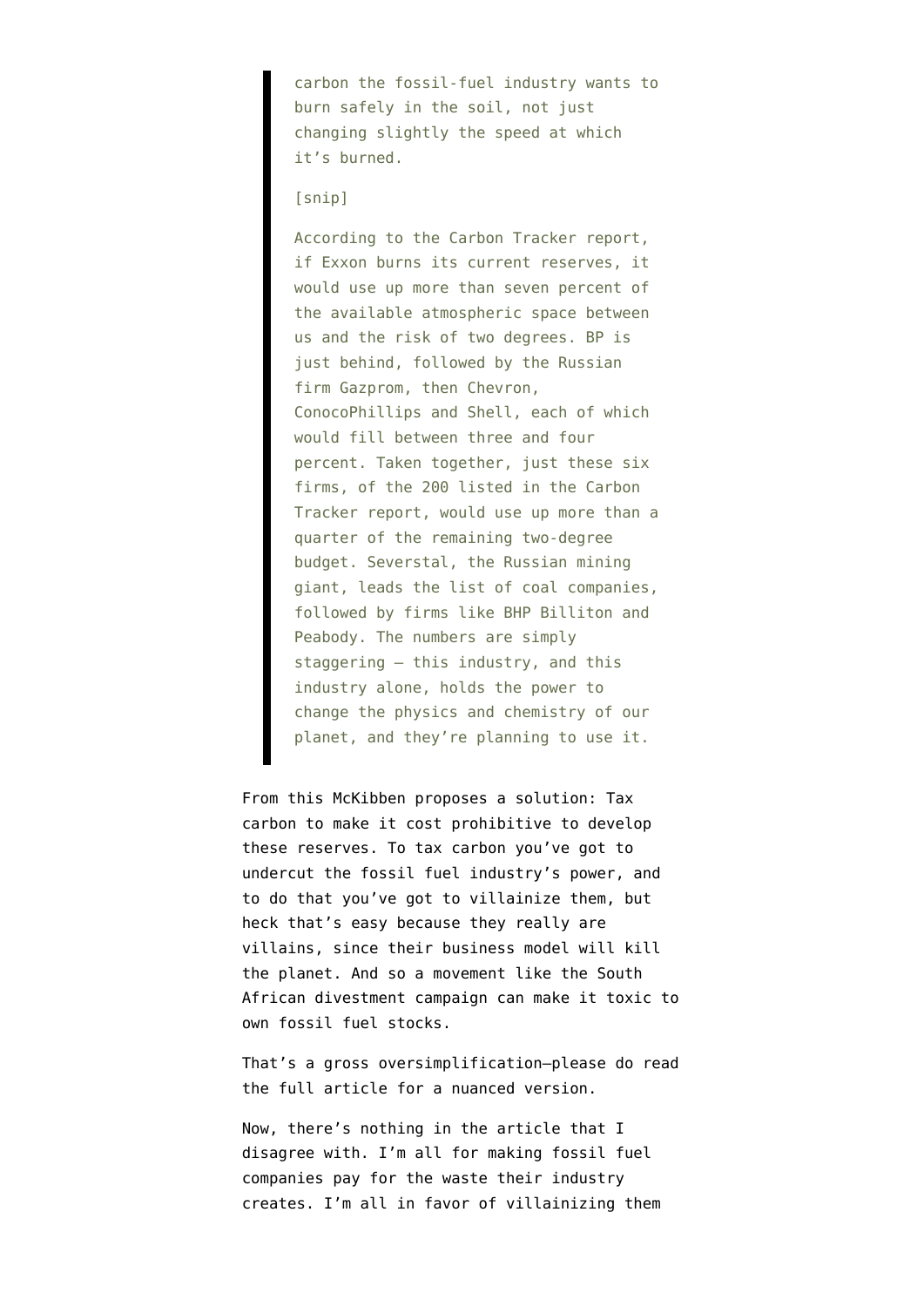> carbon the fossil-fuel industry wants to burn safely in the soil, not just changing slightly the speed at which it's burned.
>
> [snip]
>
> According to the Carbon Tracker report, if Exxon burns its current reserves, it would use up more than seven percent of the available atmospheric space between us and the risk of two degrees. BP is just behind, followed by the Russian firm Gazprom, then Chevron, ConocoPhillips and Shell, each of which would fill between three and four percent. Taken together, just these six firms, of the 200 listed in the Carbon Tracker report, would use up more than a quarter of the remaining two-degree budget. Severstal, the Russian mining giant, leads the list of coal companies, followed by firms like BHP Billiton and Peabody. The numbers are simply staggering – this industry, and this industry alone, holds the power to change the physics and chemistry of our planet, and they're planning to use it.

From this McKibben proposes a solution: Tax carbon to make it cost prohibitive to develop these reserves. To tax carbon you've got to undercut the fossil fuel industry's power, and to do that you've got to villainize them, but heck that's easy because they really are villains, since their business model will kill the planet. And so a movement like the South African divestment campaign can make it toxic to own fossil fuel stocks.

That's a gross oversimplification—please do read the full article for a nuanced version.

Now, there's nothing in the article that I disagree with. I'm all for making fossil fuel companies pay for the waste their industry creates. I'm all in favor of villainizing them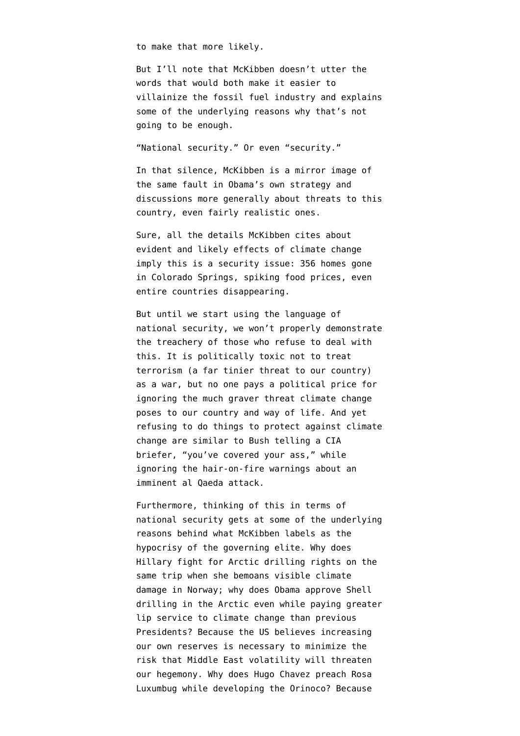to make that more likely.

But I'll note that McKibben doesn't utter the words that would both make it easier to villainize the fossil fuel industry and explains some of the underlying reasons why that's not going to be enough.

"National security." Or even "security."

In that silence, McKibben is a mirror image of the same fault in Obama's own strategy and discussions more generally about threats to this country, even fairly realistic ones.

Sure, all the details McKibben cites about evident and likely effects of climate change imply this is a security issue: 356 homes gone in Colorado Springs, spiking food prices, even entire countries disappearing.

But until we start using the language of national security, we won't properly demonstrate the treachery of those who refuse to deal with this. It is politically toxic not to treat terrorism (a far tinier threat to our country) as a war, but no one pays a political price for ignoring the much graver threat climate change poses to our country and way of life. And yet refusing to do things to protect against climate change are similar to Bush telling a CIA briefer, "you've covered your ass," while ignoring the hair-on-fire warnings about an imminent al Qaeda attack.

Furthermore, thinking of this in terms of national security gets at some of the underlying reasons behind what McKibben labels as the hypocrisy of the governing elite. Why does Hillary fight for Arctic drilling rights on the same trip when she bemoans visible climate damage in Norway; why does Obama approve Shell drilling in the Arctic even while paying greater lip service to climate change than previous Presidents? Because the US believes increasing our own reserves is necessary to minimize the risk that Middle East volatility will threaten our hegemony. Why does Hugo Chavez preach Rosa Luxumbug while developing the Orinoco? Because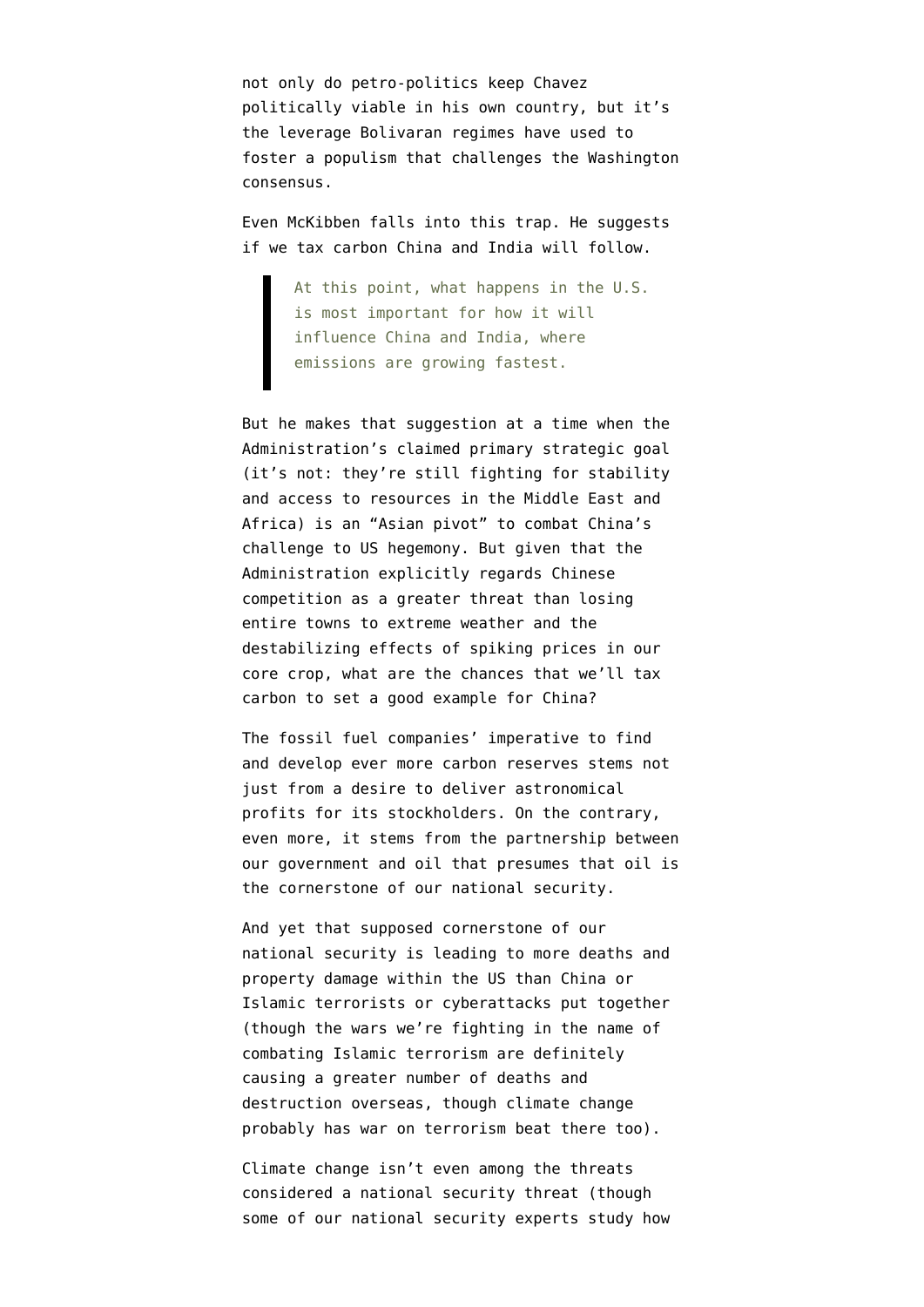not only do petro-politics keep Chavez politically viable in his own country, but it's the leverage Bolivaran regimes have used to foster a populism that challenges the Washington consensus.

Even McKibben falls into this trap. He suggests if we tax carbon China and India will follow.

> At this point, what happens in the U.S. is most important for how it will influence China and India, where emissions are growing fastest.

But he makes that suggestion at a time when the Administration's claimed primary strategic goal (it's not: they're still fighting for stability and access to resources in the Middle East and Africa) is an "Asian pivot" to combat China's challenge to US hegemony. But given that the Administration explicitly regards Chinese competition as a greater threat than losing entire towns to extreme weather and the destabilizing effects of spiking prices in our core crop, what are the chances that we'll tax carbon to set a good example for China?

The fossil fuel companies' imperative to find and develop ever more carbon reserves stems not just from a desire to deliver astronomical profits for its stockholders. On the contrary, even more, it stems from the partnership between our government and oil that presumes that oil is the cornerstone of our national security.

And yet that supposed cornerstone of our national security is leading to more deaths and property damage within the US than China or Islamic terrorists or cyberattacks put together (though the wars we're fighting in the name of combating Islamic terrorism are definitely causing a greater number of deaths and destruction overseas, though climate change probably has war on terrorism beat there too).

Climate change isn't even among the threats considered a national security threat (though some of our national security experts study how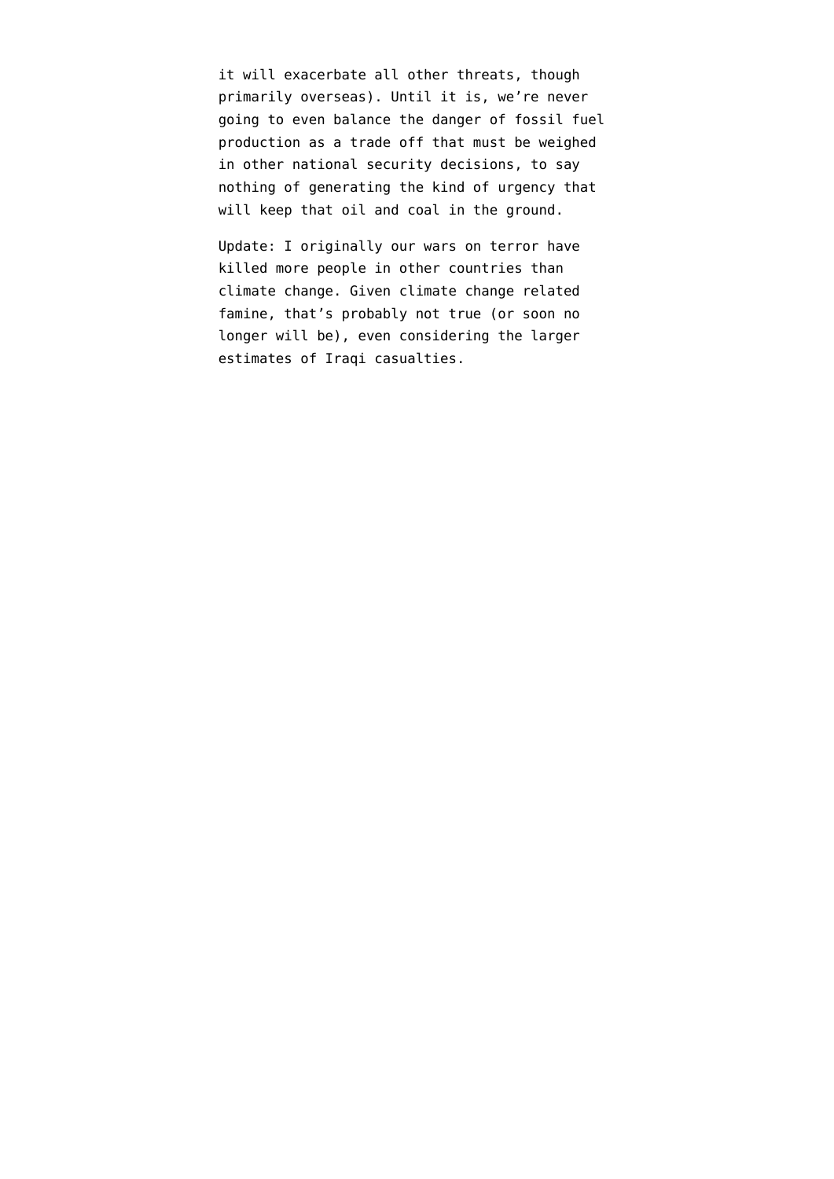it will exacerbate all other threats, though primarily overseas). Until it is, we're never going to even balance the danger of fossil fuel production as a trade off that must be weighed in other national security decisions, to say nothing of generating the kind of urgency that will keep that oil and coal in the ground.

Update: I originally our wars on terror have killed more people in other countries than climate change. Given climate change related famine, that's probably not true (or soon no longer will be), even considering the larger estimates of Iraqi casualties.